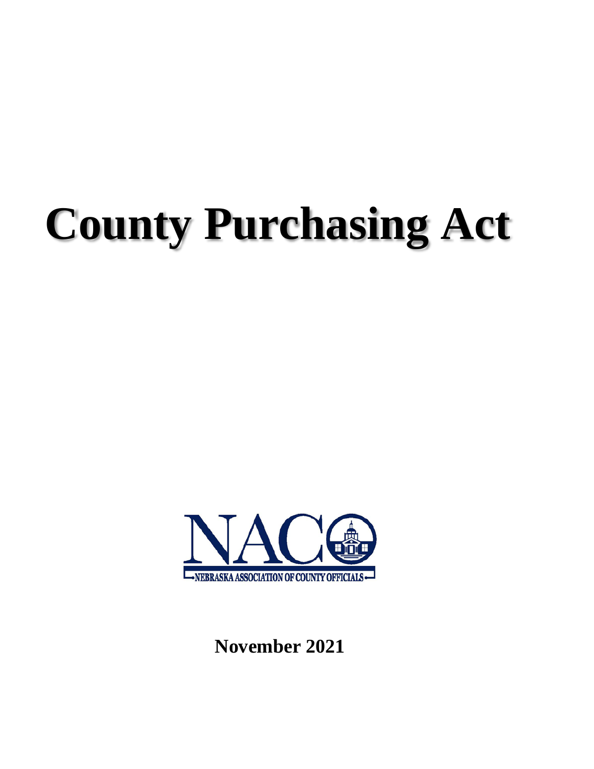# County Purchasing Act

NACO

NEBRASKA ASSOCIATION OF COUNTY OFFICIALS

**November 2021**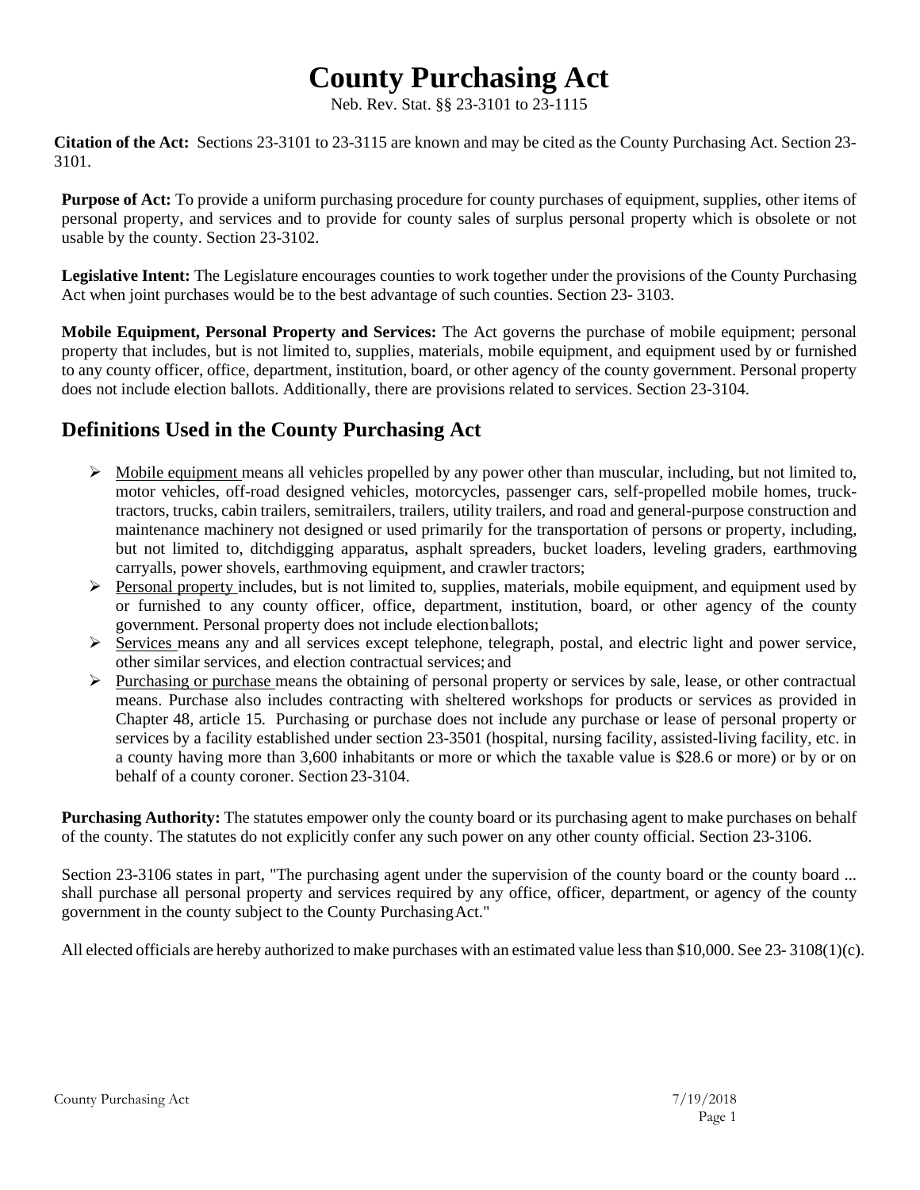# County Purchasing Act

Neb. Rev. Stat. §§ 23-3101 to 23-1115

**Citation of the Act:** Sections 23-3101 to 23-3115 are known and may be cited as the County Purchasing Act. Section 23-3101.

**Purpose of Act:** To provide a uniform purchasing procedure for county purchases of equipment, supplies, other items of personal property, and services and to provide for county sales of surplus personal property which is obsolete or not usable by the county. Section 23-3102.

**Legislative Intent:** The Legislature encourages counties to work together under the provisions of the County Purchasing Act when joint purchases would be to the best advantage of such counties. Section 23- 3103.

**Mobile Equipment, Personal Property and Services:** The Act governs the purchase of mobile equipment; personal property that includes, but is not limited to, supplies, materials, mobile equipment, and equipment used by or furnished to any county officer, office, department, institution, board, or other agency of the county government. Personal property does not include election ballots. Additionally, there are provisions related to services. Section 23-3104.

## Definitions Used in the County Purchasing Act

- Mobile equipment means all vehicles propelled by any power other than muscular, including, but not limited to, motor vehicles, off-road designed vehicles, motorcycles, passenger cars, self-propelled mobile homes, truck-tractors, trucks, cabin trailers, semitrailers, trailers, utility trailers, and road and general-purpose construction and maintenance machinery not designed or used primarily for the transportation of persons or property, including, but not limited to, ditchdigging apparatus, asphalt spreaders, bucket loaders, leveling graders, earthmoving carryalls, power shovels, earthmoving equipment, and crawler tractors;
- Personal property includes, but is not limited to, supplies, materials, mobile equipment, and equipment used by or furnished to any county officer, office, department, institution, board, or other agency of the county government. Personal property does not include election ballots;
- Services means any and all services except telephone, telegraph, postal, and electric light and power service, other similar services, and election contractual services; and
- Purchasing or purchase means the obtaining of personal property or services by sale, lease, or other contractual means. Purchase also includes contracting with sheltered workshops for products or services as provided in Chapter 48, article 15. Purchasing or purchase does not include any purchase or lease of personal property or services by a facility established under section 23-3501 (hospital, nursing facility, assisted-living facility, etc. in a county having more than 3,600 inhabitants or more or which the taxable value is $28.6 or more) or by or on behalf of a county coroner. Section 23-3104.

**Purchasing Authority:** The statutes empower only the county board or its purchasing agent to make purchases on behalf of the county. The statutes do not explicitly confer any such power on any other county official. Section 23-3106.

Section 23-3106 states in part, "The purchasing agent under the supervision of the county board or the county board ... shall purchase all personal property and services required by any office, officer, department, or agency of the county government in the county subject to the County Purchasing Act."

All elected officials are hereby authorized to make purchases with an estimated value less than $10,000. See 23- 3108(1)(c).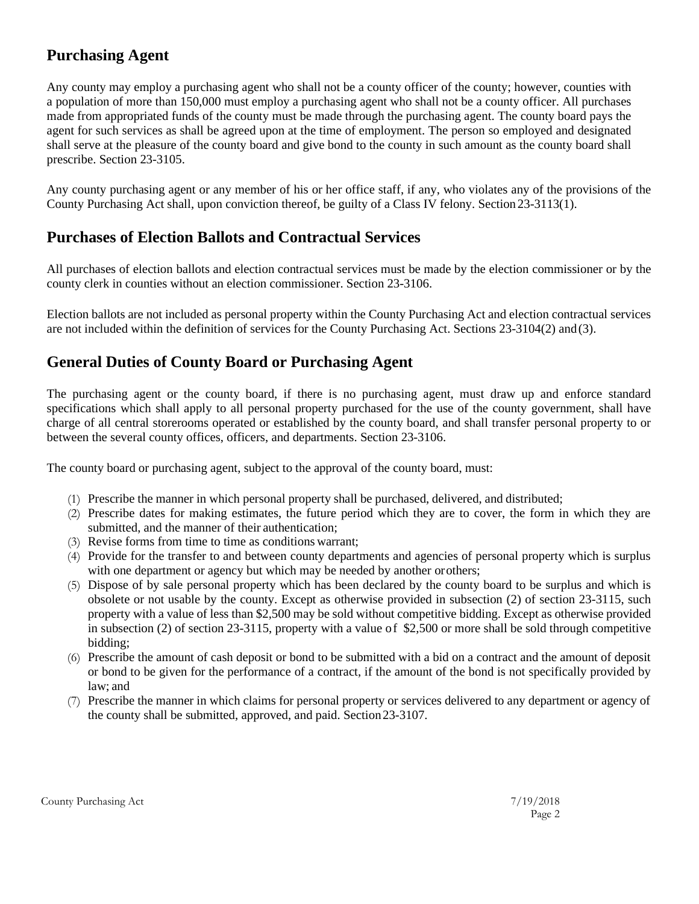## Purchasing Agent

Any county may employ a purchasing agent who shall not be a county officer of the county; however, counties with a population of more than 150,000 must employ a purchasing agent who shall not be a county officer. All purchases made from appropriated funds of the county must be made through the purchasing agent. The county board pays the agent for such services as shall be agreed upon at the time of employment. The person so employed and designated shall serve at the pleasure of the county board and give bond to the county in such amount as the county board shall prescribe. Section 23-3105.

Any county purchasing agent or any member of his or her office staff, if any, who violates any of the provisions of the County Purchasing Act shall, upon conviction thereof, be guilty of a Class IV felony. Section 23-3113(1).

## Purchases of Election Ballots and Contractual Services

All purchases of election ballots and election contractual services must be made by the election commissioner or by the county clerk in counties without an election commissioner. Section 23-3106.

Election ballots are not included as personal property within the County Purchasing Act and election contractual services are not included within the definition of services for the County Purchasing Act. Sections 23-3104(2) and (3).

## General Duties of County Board or Purchasing Agent

The purchasing agent or the county board, if there is no purchasing agent, must draw up and enforce standard specifications which shall apply to all personal property purchased for the use of the county government, shall have charge of all central storerooms operated or established by the county board, and shall transfer personal property to or between the several county offices, officers, and departments. Section 23-3106.

The county board or purchasing agent, subject to the approval of the county board, must:

(1) Prescribe the manner in which personal property shall be purchased, delivered, and distributed;
(2) Prescribe dates for making estimates, the future period which they are to cover, the form in which they are submitted, and the manner of their authentication;
(3) Revise forms from time to time as conditions warrant;
(4) Provide for the transfer to and between county departments and agencies of personal property which is surplus with one department or agency but which may be needed by another or others;
(5) Dispose of by sale personal property which has been declared by the county board to be surplus and which is obsolete or not usable by the county. Except as otherwise provided in subsection (2) of section 23-3115, such property with a value of less than $2,500 may be sold without competitive bidding. Except as otherwise provided in subsection (2) of section 23-3115, property with a value of $2,500 or more shall be sold through competitive bidding;
(6) Prescribe the amount of cash deposit or bond to be submitted with a bid on a contract and the amount of deposit or bond to be given for the performance of a contract, if the amount of the bond is not specifically provided by law; and
(7) Prescribe the manner in which claims for personal property or services delivered to any department or agency of the county shall be submitted, approved, and paid. Section 23-3107.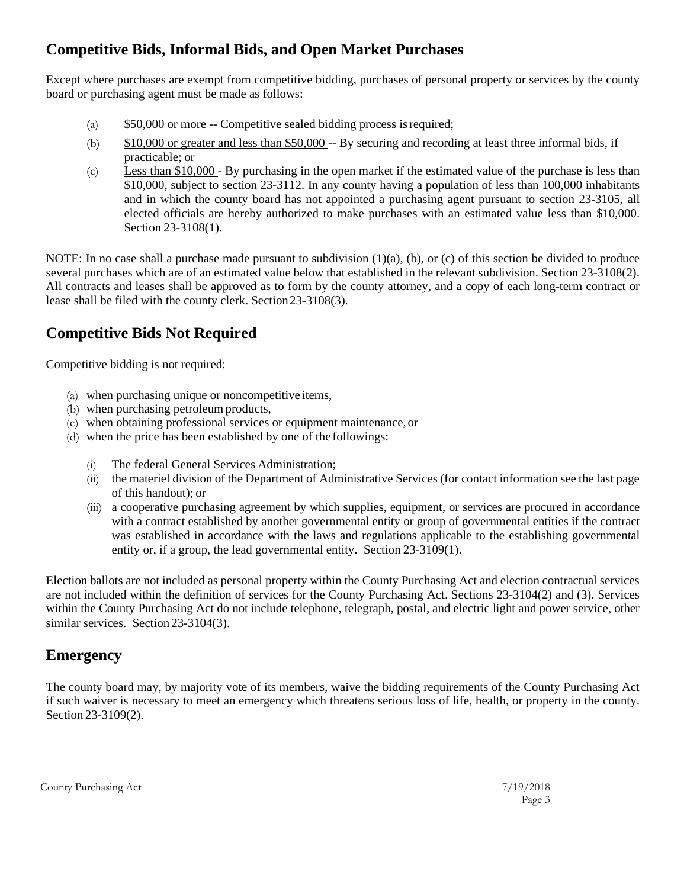## Competitive Bids, Informal Bids, and Open Market Purchases

Except where purchases are exempt from competitive bidding, purchases of personal property or services by the county board or purchasing agent must be made as follows:

(a) <u>$50,000 or more</u> -- Competitive sealed bidding process is required;

(b) <u>$10,000 or greater and less than $50,000</u> -- By securing and recording at least three informal bids, if practicable; or

(c) <u>Less than $10,000</u> - By purchasing in the open market if the estimated value of the purchase is less than $10,000, subject to section 23-3112. In any county having a population of less than 100,000 inhabitants and in which the county board has not appointed a purchasing agent pursuant to section 23-3105, all elected officials are hereby authorized to make purchases with an estimated value less than $10,000. Section 23-3108(1).

NOTE: In no case shall a purchase made pursuant to subdivision (1)(a), (b), or (c) of this section be divided to produce several purchases which are of an estimated value below that established in the relevant subdivision. Section 23-3108(2). All contracts and leases shall be approved as to form by the county attorney, and a copy of each long-term contract or lease shall be filed with the county clerk. Section 23-3108(3).

## Competitive Bids Not Required

Competitive bidding is not required:

(a) when purchasing unique or noncompetitive items,
(b) when purchasing petroleum products,
(c) when obtaining professional services or equipment maintenance, or
(d) when the price has been established by one of the followings:

  (i) The federal General Services Administration;
  (ii) the materiel division of the Department of Administrative Services (for contact information see the last page of this handout); or
  (iii) a cooperative purchasing agreement by which supplies, equipment, or services are procured in accordance with a contract established by another governmental entity or group of governmental entities if the contract was established in accordance with the laws and regulations applicable to the establishing governmental entity or, if a group, the lead governmental entity. Section 23-3109(1).

Election ballots are not included as personal property within the County Purchasing Act and election contractual services are not included within the definition of services for the County Purchasing Act. Sections 23-3104(2) and (3). Services within the County Purchasing Act do not include telephone, telegraph, postal, and electric light and power service, other similar services. Section 23-3104(3).

## Emergency

The county board may, by majority vote of its members, waive the bidding requirements of the County Purchasing Act if such waiver is necessary to meet an emergency which threatens serious loss of life, health, or property in the county. Section 23-3109(2).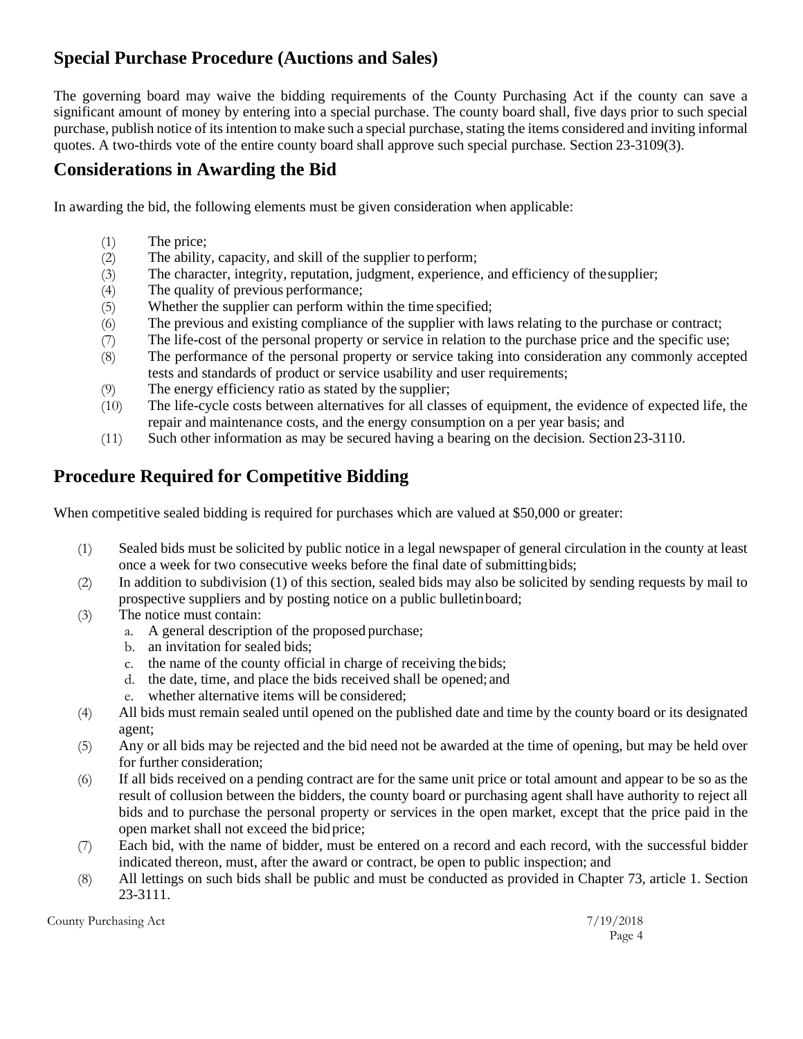## Special Purchase Procedure (Auctions and Sales)

The governing board may waive the bidding requirements of the County Purchasing Act if the county can save a significant amount of money by entering into a special purchase. The county board shall, five days prior to such special purchase, publish notice of its intention to make such a special purchase, stating the items considered and inviting informal quotes. A two-thirds vote of the entire county board shall approve such special purchase. Section 23-3109(3).

## Considerations in Awarding the Bid

In awarding the bid, the following elements must be given consideration when applicable:

(1) The price;
(2) The ability, capacity, and skill of the supplier to perform;
(3) The character, integrity, reputation, judgment, experience, and efficiency of the supplier;
(4) The quality of previous performance;
(5) Whether the supplier can perform within the time specified;
(6) The previous and existing compliance of the supplier with laws relating to the purchase or contract;
(7) The life-cost of the personal property or service in relation to the purchase price and the specific use;
(8) The performance of the personal property or service taking into consideration any commonly accepted tests and standards of product or service usability and user requirements;
(9) The energy efficiency ratio as stated by the supplier;
(10) The life-cycle costs between alternatives for all classes of equipment, the evidence of expected life, the repair and maintenance costs, and the energy consumption on a per year basis; and
(11) Such other information as may be secured having a bearing on the decision. Section 23-3110.

## Procedure Required for Competitive Bidding

When competitive sealed bidding is required for purchases which are valued at $50,000 or greater:

(1) Sealed bids must be solicited by public notice in a legal newspaper of general circulation in the county at least once a week for two consecutive weeks before the final date of submitting bids;
(2) In addition to subdivision (1) of this section, sealed bids may also be solicited by sending requests by mail to prospective suppliers and by posting notice on a public bulletin board;
(3) The notice must contain:
   a. A general description of the proposed purchase;
   b. an invitation for sealed bids;
   c. the name of the county official in charge of receiving the bids;
   d. the date, time, and place the bids received shall be opened; and
   e. whether alternative items will be considered;
(4) All bids must remain sealed until opened on the published date and time by the county board or its designated agent;
(5) Any or all bids may be rejected and the bid need not be awarded at the time of opening, but may be held over for further consideration;
(6) If all bids received on a pending contract are for the same unit price or total amount and appear to be so as the result of collusion between the bidders, the county board or purchasing agent shall have authority to reject all bids and to purchase the personal property or services in the open market, except that the price paid in the open market shall not exceed the bid price;
(7) Each bid, with the name of bidder, must be entered on a record and each record, with the successful bidder indicated thereon, must, after the award or contract, be open to public inspection; and
(8) All lettings on such bids shall be public and must be conducted as provided in Chapter 73, article 1. Section 23-3111.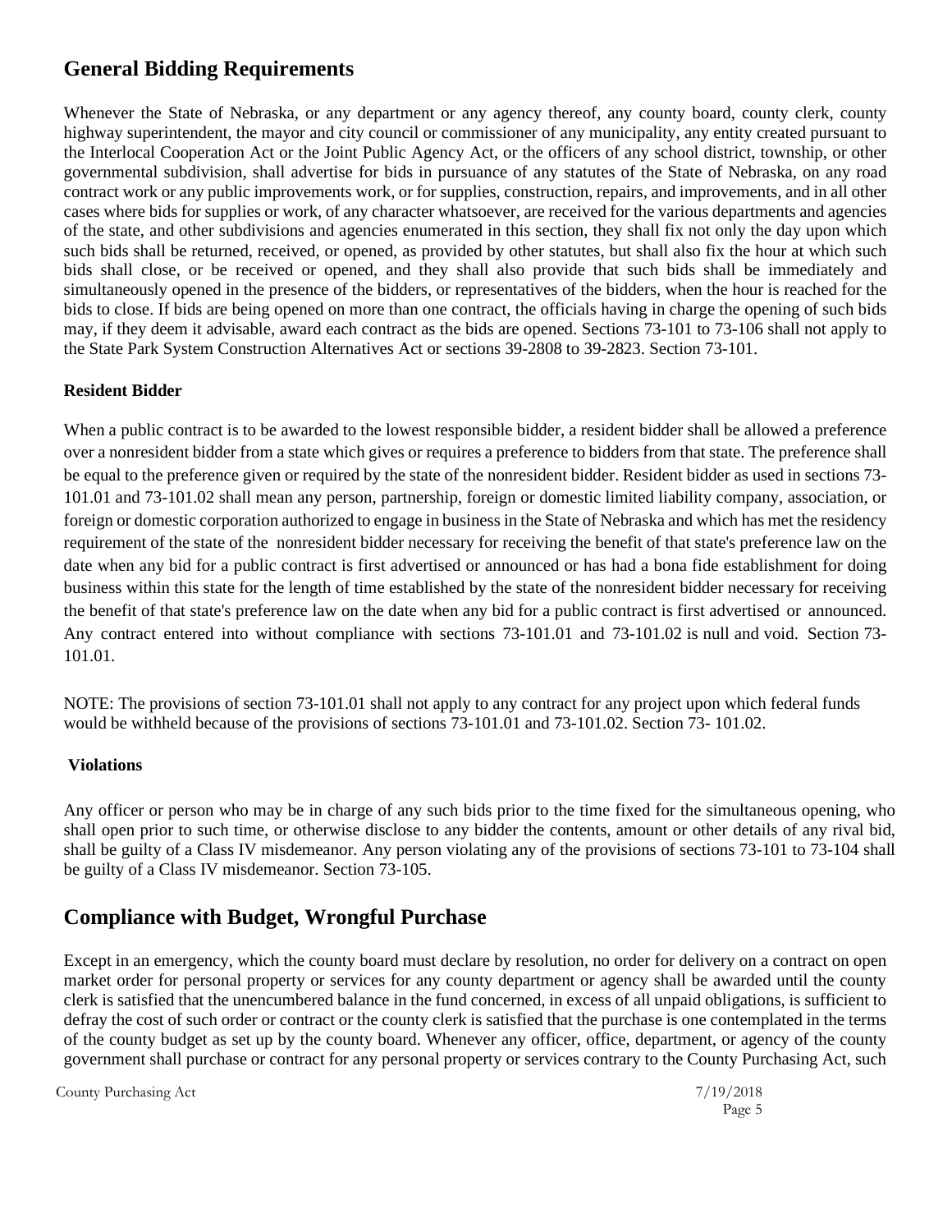## General Bidding Requirements

Whenever the State of Nebraska, or any department or any agency thereof, any county board, county clerk, county highway superintendent, the mayor and city council or commissioner of any municipality, any entity created pursuant to the Interlocal Cooperation Act or the Joint Public Agency Act, or the officers of any school district, township, or other governmental subdivision, shall advertise for bids in pursuance of any statutes of the State of Nebraska, on any road contract work or any public improvements work, or for supplies, construction, repairs, and improvements, and in all other cases where bids for supplies or work, of any character whatsoever, are received for the various departments and agencies of the state, and other subdivisions and agencies enumerated in this section, they shall fix not only the day upon which such bids shall be returned, received, or opened, as provided by other statutes, but shall also fix the hour at which such bids shall close, or be received or opened, and they shall also provide that such bids shall be immediately and simultaneously opened in the presence of the bidders, or representatives of the bidders, when the hour is reached for the bids to close. If bids are being opened on more than one contract, the officials having in charge the opening of such bids may, if they deem it advisable, award each contract as the bids are opened. Sections 73-101 to 73-106 shall not apply to the State Park System Construction Alternatives Act or sections 39-2808 to 39-2823. Section 73-101.

### Resident Bidder

When a public contract is to be awarded to the lowest responsible bidder, a resident bidder shall be allowed a preference over a nonresident bidder from a state which gives or requires a preference to bidders from that state. The preference shall be equal to the preference given or required by the state of the nonresident bidder. Resident bidder as used in sections 73-101.01 and 73-101.02 shall mean any person, partnership, foreign or domestic limited liability company, association, or foreign or domestic corporation authorized to engage in business in the State of Nebraska and which has met the residency requirement of the state of the nonresident bidder necessary for receiving the benefit of that state's preference law on the date when any bid for a public contract is first advertised or announced or has had a bona fide establishment for doing business within this state for the length of time established by the state of the nonresident bidder necessary for receiving the benefit of that state's preference law on the date when any bid for a public contract is first advertised or announced. Any contract entered into without compliance with sections 73-101.01 and 73-101.02 is null and void. Section 73-101.01.

NOTE: The provisions of section 73-101.01 shall not apply to any contract for any project upon which federal funds would be withheld because of the provisions of sections 73-101.01 and 73-101.02. Section 73- 101.02.

### Violations

Any officer or person who may be in charge of any such bids prior to the time fixed for the simultaneous opening, who shall open prior to such time, or otherwise disclose to any bidder the contents, amount or other details of any rival bid, shall be guilty of a Class IV misdemeanor. Any person violating any of the provisions of sections 73-101 to 73-104 shall be guilty of a Class IV misdemeanor. Section 73-105.

## Compliance with Budget, Wrongful Purchase

Except in an emergency, which the county board must declare by resolution, no order for delivery on a contract on open market order for personal property or services for any county department or agency shall be awarded until the county clerk is satisfied that the unencumbered balance in the fund concerned, in excess of all unpaid obligations, is sufficient to defray the cost of such order or contract or the county clerk is satisfied that the purchase is one contemplated in the terms of the county budget as set up by the county board. Whenever any officer, office, department, or agency of the county government shall purchase or contract for any personal property or services contrary to the County Purchasing Act, such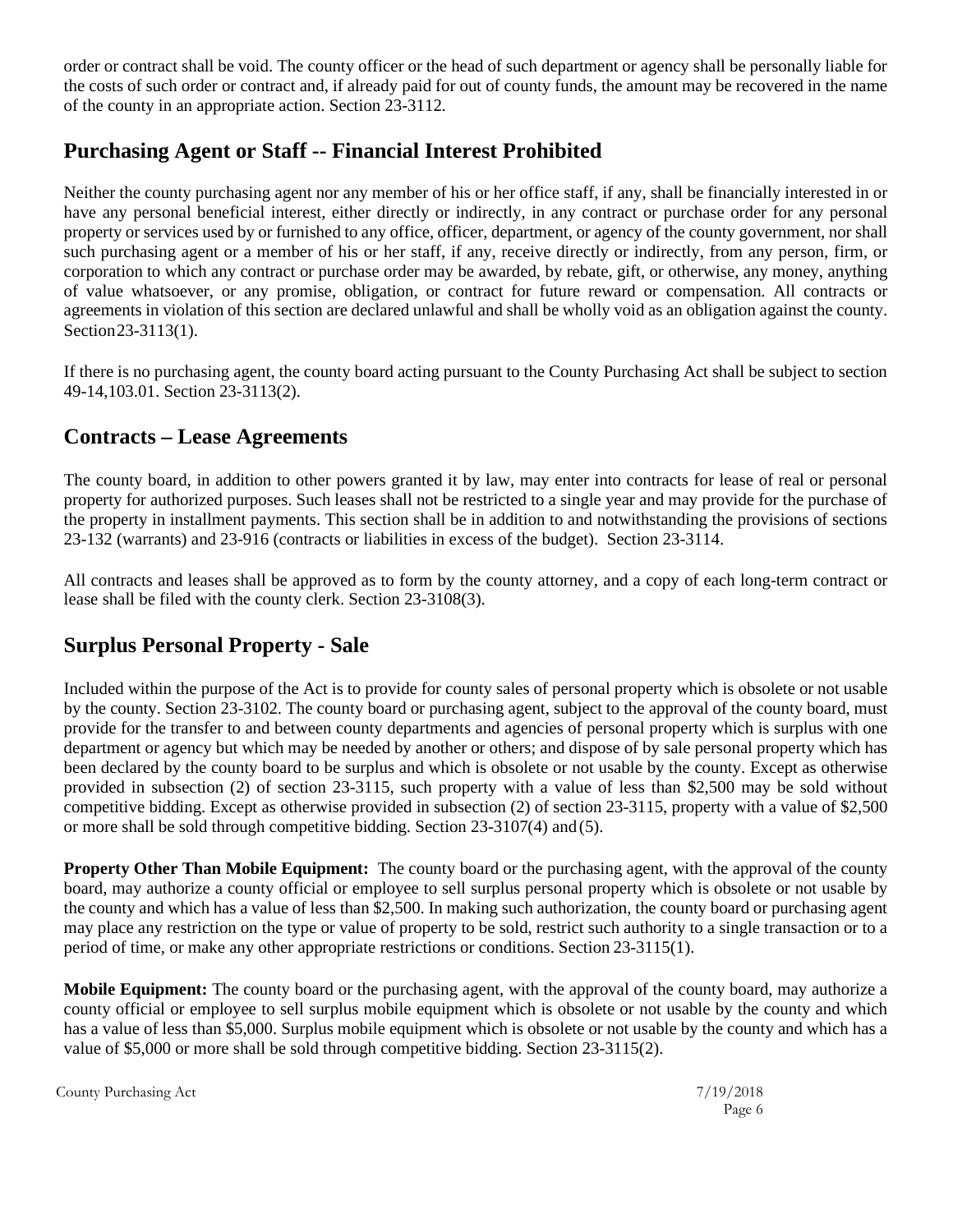order or contract shall be void. The county officer or the head of such department or agency shall be personally liable for the costs of such order or contract and, if already paid for out of county funds, the amount may be recovered in the name of the county in an appropriate action. Section 23-3112.

## Purchasing Agent or Staff -- Financial Interest Prohibited

Neither the county purchasing agent nor any member of his or her office staff, if any, shall be financially interested in or have any personal beneficial interest, either directly or indirectly, in any contract or purchase order for any personal property or services used by or furnished to any office, officer, department, or agency of the county government, nor shall such purchasing agent or a member of his or her staff, if any, receive directly or indirectly, from any person, firm, or corporation to which any contract or purchase order may be awarded, by rebate, gift, or otherwise, any money, anything of value whatsoever, or any promise, obligation, or contract for future reward or compensation. All contracts or agreements in violation of this section are declared unlawful and shall be wholly void as an obligation against the county. Section 23-3113(1).

If there is no purchasing agent, the county board acting pursuant to the County Purchasing Act shall be subject to section 49-14,103.01. Section 23-3113(2).

## Contracts – Lease Agreements

The county board, in addition to other powers granted it by law, may enter into contracts for lease of real or personal property for authorized purposes. Such leases shall not be restricted to a single year and may provide for the purchase of the property in installment payments. This section shall be in addition to and notwithstanding the provisions of sections 23-132 (warrants) and 23-916 (contracts or liabilities in excess of the budget). Section 23-3114.

All contracts and leases shall be approved as to form by the county attorney, and a copy of each long-term contract or lease shall be filed with the county clerk. Section 23-3108(3).

## Surplus Personal Property - Sale

Included within the purpose of the Act is to provide for county sales of personal property which is obsolete or not usable by the county. Section 23-3102. The county board or purchasing agent, subject to the approval of the county board, must provide for the transfer to and between county departments and agencies of personal property which is surplus with one department or agency but which may be needed by another or others; and dispose of by sale personal property which has been declared by the county board to be surplus and which is obsolete or not usable by the county. Except as otherwise provided in subsection (2) of section 23-3115, such property with a value of less than $2,500 may be sold without competitive bidding. Except as otherwise provided in subsection (2) of section 23-3115, property with a value of $2,500 or more shall be sold through competitive bidding. Section 23-3107(4) and (5).

**Property Other Than Mobile Equipment:** The county board or the purchasing agent, with the approval of the county board, may authorize a county official or employee to sell surplus personal property which is obsolete or not usable by the county and which has a value of less than $2,500. In making such authorization, the county board or purchasing agent may place any restriction on the type or value of property to be sold, restrict such authority to a single transaction or to a period of time, or make any other appropriate restrictions or conditions. Section 23-3115(1).

**Mobile Equipment:** The county board or the purchasing agent, with the approval of the county board, may authorize a county official or employee to sell surplus mobile equipment which is obsolete or not usable by the county and which has a value of less than $5,000. Surplus mobile equipment which is obsolete or not usable by the county and which has a value of $5,000 or more shall be sold through competitive bidding. Section 23-3115(2).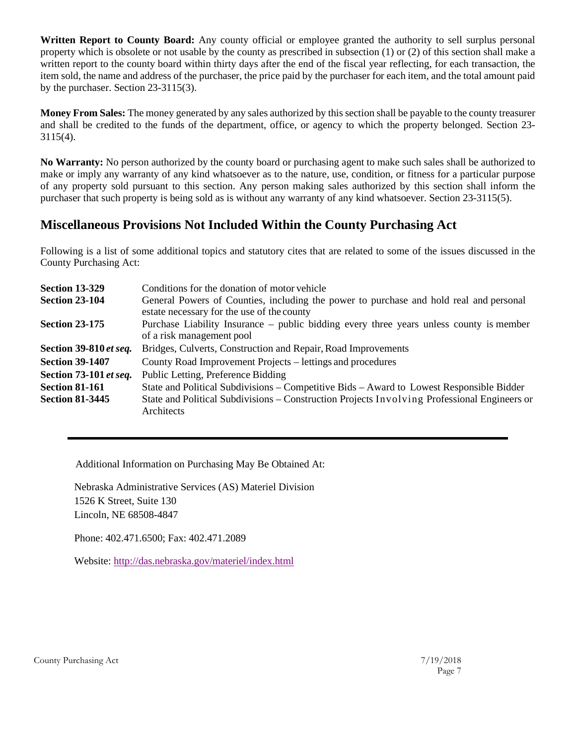**Written Report to County Board:** Any county official or employee granted the authority to sell surplus personal property which is obsolete or not usable by the county as prescribed in subsection (1) or (2) of this section shall make a written report to the county board within thirty days after the end of the fiscal year reflecting, for each transaction, the item sold, the name and address of the purchaser, the price paid by the purchaser for each item, and the total amount paid by the purchaser. Section 23-3115(3).

**Money From Sales:** The money generated by any sales authorized by this section shall be payable to the county treasurer and shall be credited to the funds of the department, office, or agency to which the property belonged. Section 23-3115(4).

**No Warranty:** No person authorized by the county board or purchasing agent to make such sales shall be authorized to make or imply any warranty of any kind whatsoever as to the nature, use, condition, or fitness for a particular purpose of any property sold pursuant to this section. Any person making sales authorized by this section shall inform the purchaser that such property is being sold as is without any warranty of any kind whatsoever. Section 23-3115(5).

## Miscellaneous Provisions Not Included Within the County Purchasing Act

Following is a list of some additional topics and statutory cites that are related to some of the issues discussed in the County Purchasing Act:

| | |
|---|---|
| **Section 13-329** | Conditions for the donation of motor vehicle |
| **Section 23-104** | General Powers of Counties, including the power to purchase and hold real and personal estate necessary for the use of the county |
| **Section 23-175** | Purchase Liability Insurance – public bidding every three years unless county is member of a risk management pool |
| **Section 39-810** ***et seq.*** | Bridges, Culverts, Construction and Repair, Road Improvements |
| **Section 39-1407** | County Road Improvement Projects – lettings and procedures |
| **Section 73-101** ***et seq.*** | Public Letting, Preference Bidding |
| **Section 81-161** | State and Political Subdivisions – Competitive Bids – Award to Lowest Responsible Bidder |
| **Section 81-3445** | State and Political Subdivisions – Construction Projects Involving Professional Engineers or Architects |

---

Additional Information on Purchasing May Be Obtained At:

Nebraska Administrative Services (AS) Materiel Division
1526 K Street, Suite 130
Lincoln, NE 68508-4847

Phone: 402.471.6500; Fax: 402.471.2089

Website: http://das.nebraska.gov/materiel/index.html